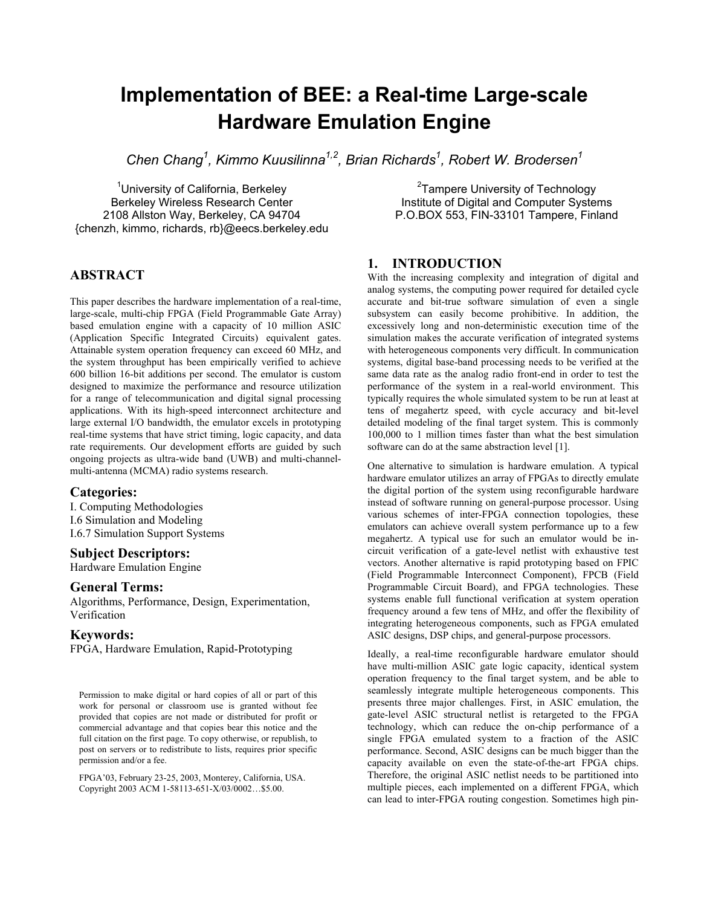# Implementation of BEE: a Real-time Large-scale Hardware Emulation Engine

*Chen Chang[1], Kimmo Kuusilinna[1,2], Brian Richards[1], Robert W. Brodersen[1]*

[1]University of California, Berkeley
Berkeley Wireless Research Center
2108 Allston Way, Berkeley, CA 94704
{chenzh, kimmo, richards, rb}@eecs.berkeley.edu

[2]Tampere University of Technology
Institute of Digital and Computer Systems
P.O.BOX 553, FIN-33101 Tampere, Finland

## ABSTRACT

This paper describes the hardware implementation of a real-time, large-scale, multi-chip FPGA (Field Programmable Gate Array) based emulation engine with a capacity of 10 million ASIC (Application Specific Integrated Circuits) equivalent gates. Attainable system operation frequency can exceed 60 MHz, and the system throughput has been empirically verified to achieve 600 billion 16-bit additions per second. The emulator is custom designed to maximize the performance and resource utilization for a range of telecommunication and digital signal processing applications. With its high-speed interconnect architecture and large external I/O bandwidth, the emulator excels in prototyping real-time systems that have strict timing, logic capacity, and data rate requirements. Our development efforts are guided by such ongoing projects as ultra-wide band (UWB) and multi-channel-multi-antenna (MCMA) radio systems research.

### Categories:

I. Computing Methodologies
I.6 Simulation and Modeling
I.6.7 Simulation Support Systems

### Subject Descriptors:

Hardware Emulation Engine

### General Terms:

Algorithms, Performance, Design, Experimentation, Verification

### Keywords:

FPGA, Hardware Emulation, Rapid-Prototyping

Permission to make digital or hard copies of all or part of this work for personal or classroom use is granted without fee provided that copies are not made or distributed for profit or commercial advantage and that copies bear this notice and the full citation on the first page. To copy otherwise, or republish, to post on servers or to redistribute to lists, requires prior specific permission and/or a fee.

FPGA'03, February 23-25, 2003, Monterey, California, USA.
Copyright 2003 ACM 1-58113-651-X/03/0002…$5.00.

## 1. INTRODUCTION

With the increasing complexity and integration of digital and analog systems, the computing power required for detailed cycle accurate and bit-true software simulation of even a single subsystem can easily become prohibitive. In addition, the excessively long and non-deterministic execution time of the simulation makes the accurate verification of integrated systems with heterogeneous components very difficult. In communication systems, digital base-band processing needs to be verified at the same data rate as the analog radio front-end in order to test the performance of the system in a real-world environment. This typically requires the whole simulated system to be run at least at tens of megahertz speed, with cycle accuracy and bit-level detailed modeling of the final target system. This is commonly 100,000 to 1 million times faster than what the best simulation software can do at the same abstraction level [1].

One alternative to simulation is hardware emulation. A typical hardware emulator utilizes an array of FPGAs to directly emulate the digital portion of the system using reconfigurable hardware instead of software running on general-purpose processor. Using various schemes of inter-FPGA connection topologies, these emulators can achieve overall system performance up to a few megahertz. A typical use for such an emulator would be in-circuit verification of a gate-level netlist with exhaustive test vectors. Another alternative is rapid prototyping based on FPIC (Field Programmable Interconnect Component), FPCB (Field Programmable Circuit Board), and FPGA technologies. These systems enable full functional verification at system operation frequency around a few tens of MHz, and offer the flexibility of integrating heterogeneous components, such as FPGA emulated ASIC designs, DSP chips, and general-purpose processors.

Ideally, a real-time reconfigurable hardware emulator should have multi-million ASIC gate logic capacity, identical system operation frequency to the final target system, and be able to seamlessly integrate multiple heterogeneous components. This presents three major challenges. First, in ASIC emulation, the gate-level ASIC structural netlist is retargeted to the FPGA technology, which can reduce the on-chip performance of a single FPGA emulated system to a fraction of the ASIC performance. Second, ASIC designs can be much bigger than the capacity available on even the state-of-the-art FPGA chips. Therefore, the original ASIC netlist needs to be partitioned into multiple pieces, each implemented on a different FPGA, which can lead to inter-FPGA routing congestion. Sometimes high pin-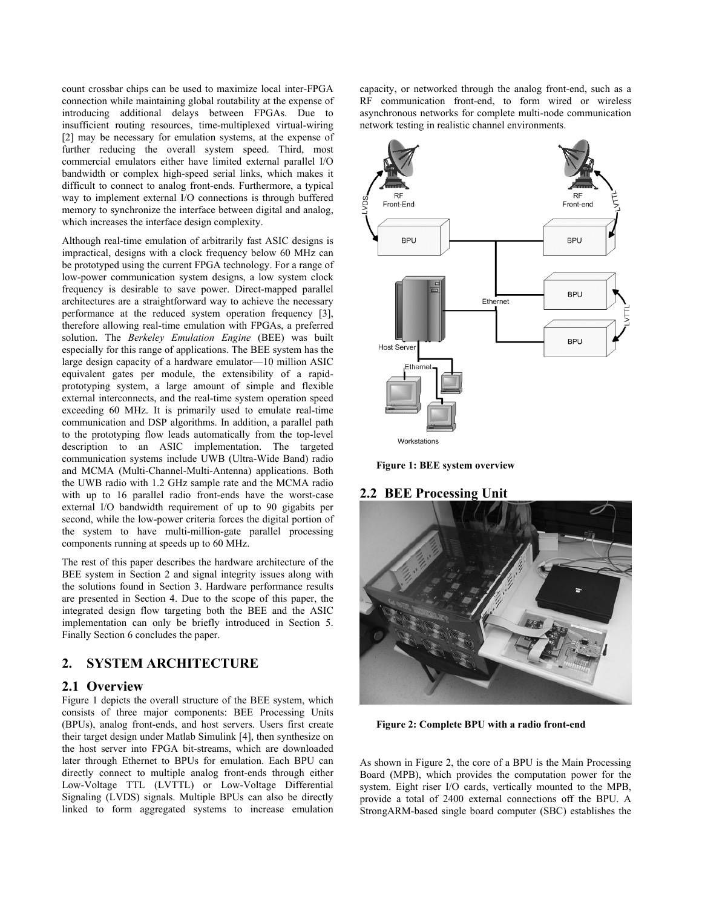count crossbar chips can be used to maximize local inter-FPGA connection while maintaining global routability at the expense of introducing additional delays between FPGAs. Due to insufficient routing resources, time-multiplexed virtual-wiring [2] may be necessary for emulation systems, at the expense of further reducing the overall system speed. Third, most commercial emulators either have limited external parallel I/O bandwidth or complex high-speed serial links, which makes it difficult to connect to analog front-ends. Furthermore, a typical way to implement external I/O connections is through buffered memory to synchronize the interface between digital and analog, which increases the interface design complexity.

Although real-time emulation of arbitrarily fast ASIC designs is impractical, designs with a clock frequency below 60 MHz can be prototyped using the current FPGA technology. For a range of low-power communication system designs, a low system clock frequency is desirable to save power. Direct-mapped parallel architectures are a straightforward way to achieve the necessary performance at the reduced system operation frequency [3], therefore allowing real-time emulation with FPGAs, a preferred solution. The *Berkeley Emulation Engine* (BEE) was built especially for this range of applications. The BEE system has the large design capacity of a hardware emulator—10 million ASIC equivalent gates per module, the extensibility of a rapid-prototyping system, a large amount of simple and flexible external interconnects, and the real-time system operation speed exceeding 60 MHz. It is primarily used to emulate real-time communication and DSP algorithms. In addition, a parallel path to the prototyping flow leads automatically from the top-level description to an ASIC implementation. The targeted communication systems include UWB (Ultra-Wide Band) radio and MCMA (Multi-Channel-Multi-Antenna) applications. Both the UWB radio with 1.2 GHz sample rate and the MCMA radio with up to 16 parallel radio front-ends have the worst-case external I/O bandwidth requirement of up to 90 gigabits per second, while the low-power criteria forces the digital portion of the system to have multi-million-gate parallel processing components running at speeds up to 60 MHz.

The rest of this paper describes the hardware architecture of the BEE system in Section 2 and signal integrity issues along with the solutions found in Section 3. Hardware performance results are presented in Section 4. Due to the scope of this paper, the integrated design flow targeting both the BEE and the ASIC implementation can only be briefly introduced in Section 5. Finally Section 6 concludes the paper.

## 2. SYSTEM ARCHITECTURE

### 2.1 Overview

Figure 1 depicts the overall structure of the BEE system, which consists of three major components: BEE Processing Units (BPUs), analog front-ends, and host servers. Users first create their target design under Matlab Simulink [4], then synthesize on the host server into FPGA bit-streams, which are downloaded later through Ethernet to BPUs for emulation. Each BPU can directly connect to multiple analog front-ends through either Low-Voltage TTL (LVTTL) or Low-Voltage Differential Signaling (LVDS) signals. Multiple BPUs can also be directly linked to form aggregated systems to increase emulation capacity, or networked through the analog front-end, such as a RF communication front-end, to form wired or wireless asynchronous networks for complete multi-node communication network testing in realistic channel environments.

**Figure 1: BEE system overview**

### 2.2 BEE Processing Unit

**Figure 2: Complete BPU with a radio front-end**

As shown in Figure 2, the core of a BPU is the Main Processing Board (MPB), which provides the computation power for the system. Eight riser I/O cards, vertically mounted to the MPB, provide a total of 2400 external connections off the BPU. A StrongARM-based single board computer (SBC) establishes the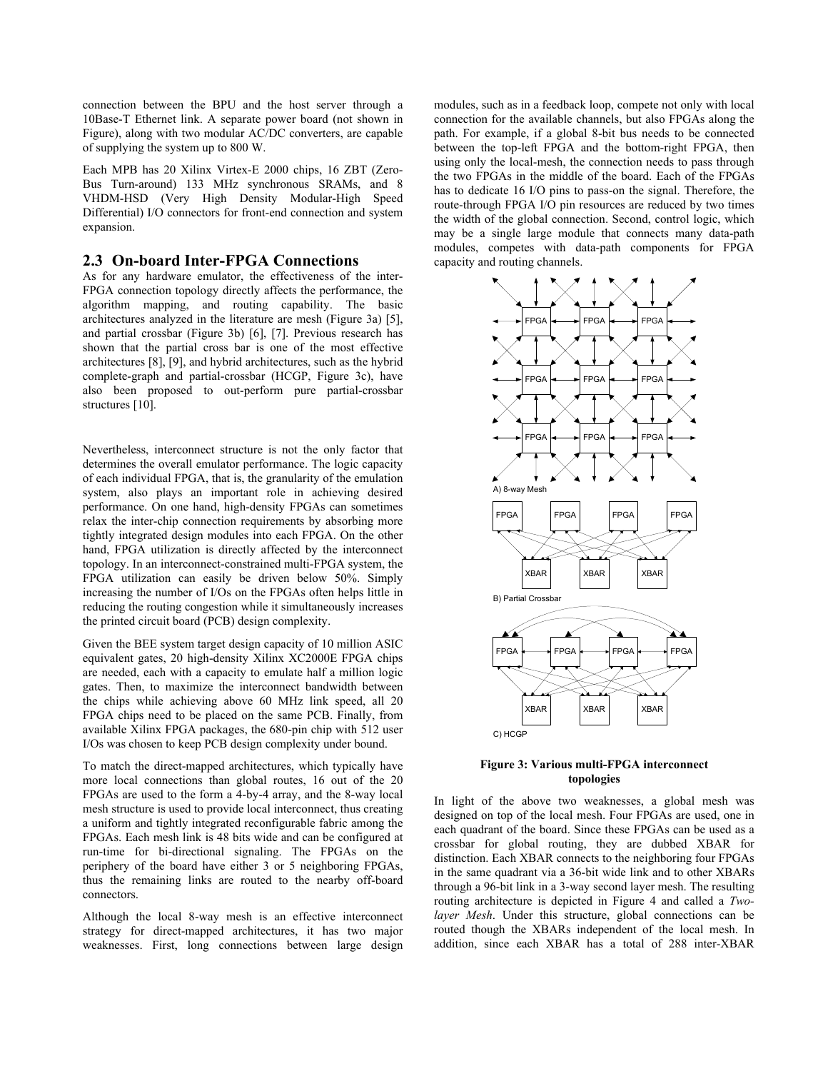connection between the BPU and the host server through a 10Base-T Ethernet link. A separate power board (not shown in Figure), along with two modular AC/DC converters, are capable of supplying the system up to 800 W.

Each MPB has 20 Xilinx Virtex-E 2000 chips, 16 ZBT (Zero-Bus Turn-around) 133 MHz synchronous SRAMs, and 8 VHDM-HSD (Very High Density Modular-High Speed Differential) I/O connectors for front-end connection and system expansion.

## 2.3 On-board Inter-FPGA Connections

As for any hardware emulator, the effectiveness of the inter-FPGA connection topology directly affects the performance, the algorithm mapping, and routing capability. The basic architectures analyzed in the literature are mesh (Figure 3a) [5], and partial crossbar (Figure 3b) [6], [7]. Previous research has shown that the partial cross bar is one of the most effective architectures [8], [9], and hybrid architectures, such as the hybrid complete-graph and partial-crossbar (HCGP, Figure 3c), have also been proposed to out-perform pure partial-crossbar structures [10].

Nevertheless, interconnect structure is not the only factor that determines the overall emulator performance. The logic capacity of each individual FPGA, that is, the granularity of the emulation system, also plays an important role in achieving desired performance. On one hand, high-density FPGAs can sometimes relax the inter-chip connection requirements by absorbing more tightly integrated design modules into each FPGA. On the other hand, FPGA utilization is directly affected by the interconnect topology. In an interconnect-constrained multi-FPGA system, the FPGA utilization can easily be driven below 50%. Simply increasing the number of I/Os on the FPGAs often helps little in reducing the routing congestion while it simultaneously increases the printed circuit board (PCB) design complexity.

Given the BEE system target design capacity of 10 million ASIC equivalent gates, 20 high-density Xilinx XC2000E FPGA chips are needed, each with a capacity to emulate half a million logic gates. Then, to maximize the interconnect bandwidth between the chips while achieving above 60 MHz link speed, all 20 FPGA chips need to be placed on the same PCB. Finally, from available Xilinx FPGA packages, the 680-pin chip with 512 user I/Os was chosen to keep PCB design complexity under bound.

To match the direct-mapped architectures, which typically have more local connections than global routes, 16 out of the 20 FPGAs are used to the form a 4-by-4 array, and the 8-way local mesh structure is used to provide local interconnect, thus creating a uniform and tightly integrated reconfigurable fabric among the FPGAs. Each mesh link is 48 bits wide and can be configured at run-time for bi-directional signaling. The FPGAs on the periphery of the board have either 3 or 5 neighboring FPGAs, thus the remaining links are routed to the nearby off-board connectors.

Although the local 8-way mesh is an effective interconnect strategy for direct-mapped architectures, it has two major weaknesses. First, long connections between large design modules, such as in a feedback loop, compete not only with local connection for the available channels, but also FPGAs along the path. For example, if a global 8-bit bus needs to be connected between the top-left FPGA and the bottom-right FPGA, then using only the local-mesh, the connection needs to pass through the two FPGAs in the middle of the board. Each of the FPGAs has to dedicate 16 I/O pins to pass-on the signal. Therefore, the route-through FPGA I/O pin resources are reduced by two times the width of the global connection. Second, control logic, which may be a single large module that connects many data-path modules, competes with data-path components for FPGA capacity and routing channels.

A) 8-way Mesh

B) Partial Crossbar

C) HCGP

**Figure 3: Various multi-FPGA interconnect topologies**

In light of the above two weaknesses, a global mesh was designed on top of the local mesh. Four FPGAs are used, one in each quadrant of the board. Since these FPGAs can be used as a crossbar for global routing, they are dubbed XBAR for distinction. Each XBAR connects to the neighboring four FPGAs in the same quadrant via a 36-bit wide link and to other XBARs through a 96-bit link in a 3-way second layer mesh. The resulting routing architecture is depicted in Figure 4 and called a *Two-layer Mesh*. Under this structure, global connections can be routed though the XBARs independent of the local mesh. In addition, since each XBAR has a total of 288 inter-XBAR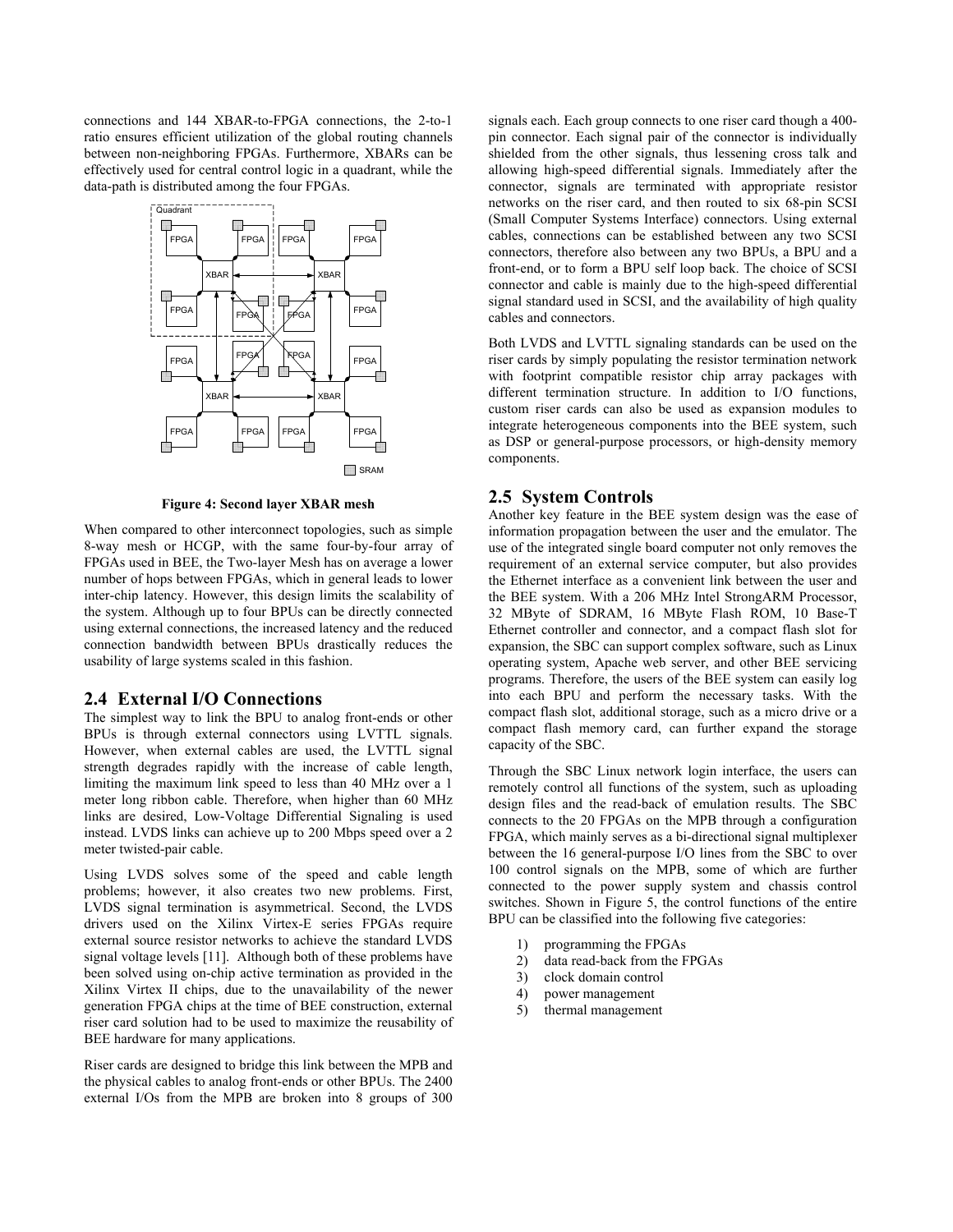connections and 144 XBAR-to-FPGA connections, the 2-to-1 ratio ensures efficient utilization of the global routing channels between non-neighboring FPGAs. Furthermore, XBARs can be effectively used for central control logic in a quadrant, while the data-path is distributed among the four FPGAs.

**Figure 4: Second layer XBAR mesh**

When compared to other interconnect topologies, such as simple 8-way mesh or HCGP, with the same four-by-four array of FPGAs used in BEE, the Two-layer Mesh has on average a lower number of hops between FPGAs, which in general leads to lower inter-chip latency. However, this design limits the scalability of the system. Although up to four BPUs can be directly connected using external connections, the increased latency and the reduced connection bandwidth between BPUs drastically reduces the usability of large systems scaled in this fashion.

## 2.4 External I/O Connections

The simplest way to link the BPU to analog front-ends or other BPUs is through external connectors using LVTTL signals. However, when external cables are used, the LVTTL signal strength degrades rapidly with the increase of cable length, limiting the maximum link speed to less than 40 MHz over a 1 meter long ribbon cable. Therefore, when higher than 60 MHz links are desired, Low-Voltage Differential Signaling is used instead. LVDS links can achieve up to 200 Mbps speed over a 2 meter twisted-pair cable.

Using LVDS solves some of the speed and cable length problems; however, it also creates two new problems. First, LVDS signal termination is asymmetrical. Second, the LVDS drivers used on the Xilinx Virtex-E series FPGAs require external source resistor networks to achieve the standard LVDS signal voltage levels [11]. Although both of these problems have been solved using on-chip active termination as provided in the Xilinx Virtex II chips, due to the unavailability of the newer generation FPGA chips at the time of BEE construction, external riser card solution had to be used to maximize the reusability of BEE hardware for many applications.

Riser cards are designed to bridge this link between the MPB and the physical cables to analog front-ends or other BPUs. The 2400 external I/Os from the MPB are broken into 8 groups of 300 signals each. Each group connects to one riser card though a 400-pin connector. Each signal pair of the connector is individually shielded from the other signals, thus lessening cross talk and allowing high-speed differential signals. Immediately after the connector, signals are terminated with appropriate resistor networks on the riser card, and then routed to six 68-pin SCSI (Small Computer Systems Interface) connectors. Using external cables, connections can be established between any two SCSI connectors, therefore also between any two BPUs, a BPU and a front-end, or to form a BPU self loop back. The choice of SCSI connector and cable is mainly due to the high-speed differential signal standard used in SCSI, and the availability of high quality cables and connectors.

Both LVDS and LVTTL signaling standards can be used on the riser cards by simply populating the resistor termination network with footprint compatible resistor chip array packages with different termination structure. In addition to I/O functions, custom riser cards can also be used as expansion modules to integrate heterogeneous components into the BEE system, such as DSP or general-purpose processors, or high-density memory components.

## 2.5 System Controls

Another key feature in the BEE system design was the ease of information propagation between the user and the emulator. The use of the integrated single board computer not only removes the requirement of an external service computer, but also provides the Ethernet interface as a convenient link between the user and the BEE system. With a 206 MHz Intel StrongARM Processor, 32 MByte of SDRAM, 16 MByte Flash ROM, 10 Base-T Ethernet controller and connector, and a compact flash slot for expansion, the SBC can support complex software, such as Linux operating system, Apache web server, and other BEE servicing programs. Therefore, the users of the BEE system can easily log into each BPU and perform the necessary tasks. With the compact flash slot, additional storage, such as a micro drive or a compact flash memory card, can further expand the storage capacity of the SBC.

Through the SBC Linux network login interface, the users can remotely control all functions of the system, such as uploading design files and the read-back of emulation results. The SBC connects to the 20 FPGAs on the MPB through a configuration FPGA, which mainly serves as a bi-directional signal multiplexer between the 16 general-purpose I/O lines from the SBC to over 100 control signals on the MPB, some of which are further connected to the power supply system and chassis control switches. Shown in Figure 5, the control functions of the entire BPU can be classified into the following five categories:

1) programming the FPGAs
2) data read-back from the FPGAs
3) clock domain control
4) power management
5) thermal management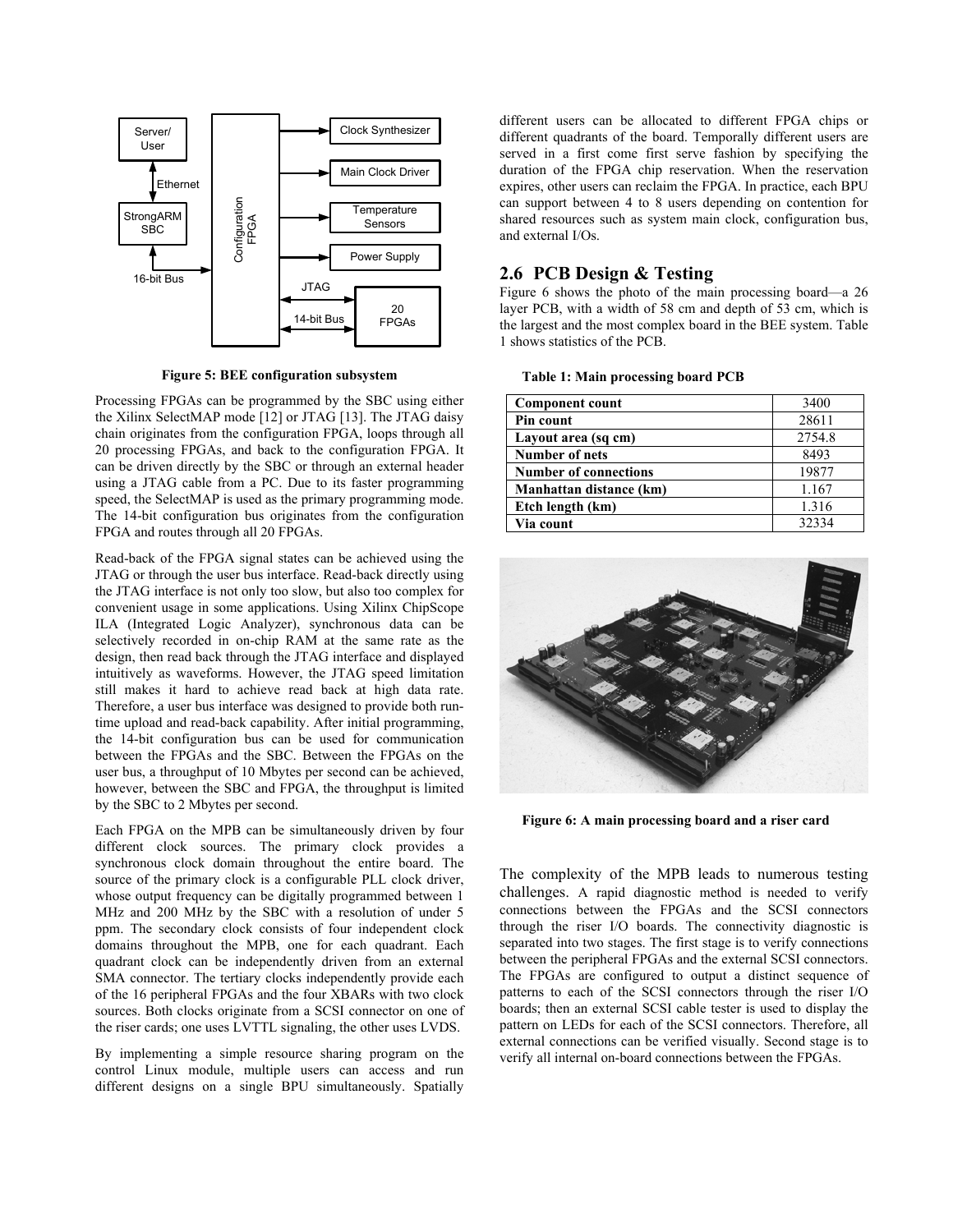Figure 5: BEE configuration subsystem

Processing FPGAs can be programmed by the SBC using either the Xilinx SelectMAP mode [12] or JTAG [13]. The JTAG daisy chain originates from the configuration FPGA, loops through all 20 processing FPGAs, and back to the configuration FPGA. It can be driven directly by the SBC or through an external header using a JTAG cable from a PC. Due to its faster programming speed, the SelectMAP is used as the primary programming mode. The 14-bit configuration bus originates from the configuration FPGA and routes through all 20 FPGAs.

Read-back of the FPGA signal states can be achieved using the JTAG or through the user bus interface. Read-back directly using the JTAG interface is not only too slow, but also too complex for convenient usage in some applications. Using Xilinx ChipScope ILA (Integrated Logic Analyzer), synchronous data can be selectively recorded in on-chip RAM at the same rate as the design, then read back through the JTAG interface and displayed intuitively as waveforms. However, the JTAG speed limitation still makes it hard to achieve read back at high data rate. Therefore, a user bus interface was designed to provide both run-time upload and read-back capability. After initial programming, the 14-bit configuration bus can be used for communication between the FPGAs and the SBC. Between the FPGAs on the user bus, a throughput of 10 Mbytes per second can be achieved, however, between the SBC and FPGA, the throughput is limited by the SBC to 2 Mbytes per second.

Each FPGA on the MPB can be simultaneously driven by four different clock sources. The primary clock provides a synchronous clock domain throughout the entire board. The source of the primary clock is a configurable PLL clock driver, whose output frequency can be digitally programmed between 1 MHz and 200 MHz by the SBC with a resolution of under 5 ppm. The secondary clock consists of four independent clock domains throughout the MPB, one for each quadrant. Each quadrant clock can be independently driven from an external SMA connector. The tertiary clocks independently provide each of the 16 peripheral FPGAs and the four XBARs with two clock sources. Both clocks originate from a SCSI connector on one of the riser cards; one uses LVTTL signaling, the other uses LVDS.

By implementing a simple resource sharing program on the control Linux module, multiple users can access and run different designs on a single BPU simultaneously. Spatially different users can be allocated to different FPGA chips or different quadrants of the board. Temporally different users are served in a first come first serve fashion by specifying the duration of the FPGA chip reservation. When the reservation expires, other users can reclaim the FPGA. In practice, each BPU can support between 4 to 8 users depending on contention for shared resources such as system main clock, configuration bus, and external I/Os.

## 2.6 PCB Design & Testing

Figure 6 shows the photo of the main processing board—a 26 layer PCB, with a width of 58 cm and depth of 53 cm, which is the largest and the most complex board in the BEE system. Table 1 shows statistics of the PCB.

**Table 1: Main processing board PCB**

| Component count | 3400 |
|---|---|
| Pin count | 28611 |
| Layout area (sq cm) | 2754.8 |
| Number of nets | 8493 |
| Number of connections | 19877 |
| Manhattan distance (km) | 1.167 |
| Etch length (km) | 1.316 |
| Via count | 32334 |

Figure 6: A main processing board and a riser card

The complexity of the MPB leads to numerous testing challenges. A rapid diagnostic method is needed to verify connections between the FPGAs and the SCSI connectors through the riser I/O boards. The connectivity diagnostic is separated into two stages. The first stage is to verify connections between the peripheral FPGAs and the external SCSI connectors. The FPGAs are configured to output a distinct sequence of patterns to each of the SCSI connectors through the riser I/O boards; then an external SCSI cable tester is used to display the pattern on LEDs for each of the SCSI connectors. Therefore, all external connections can be verified visually. Second stage is to verify all internal on-board connections between the FPGAs.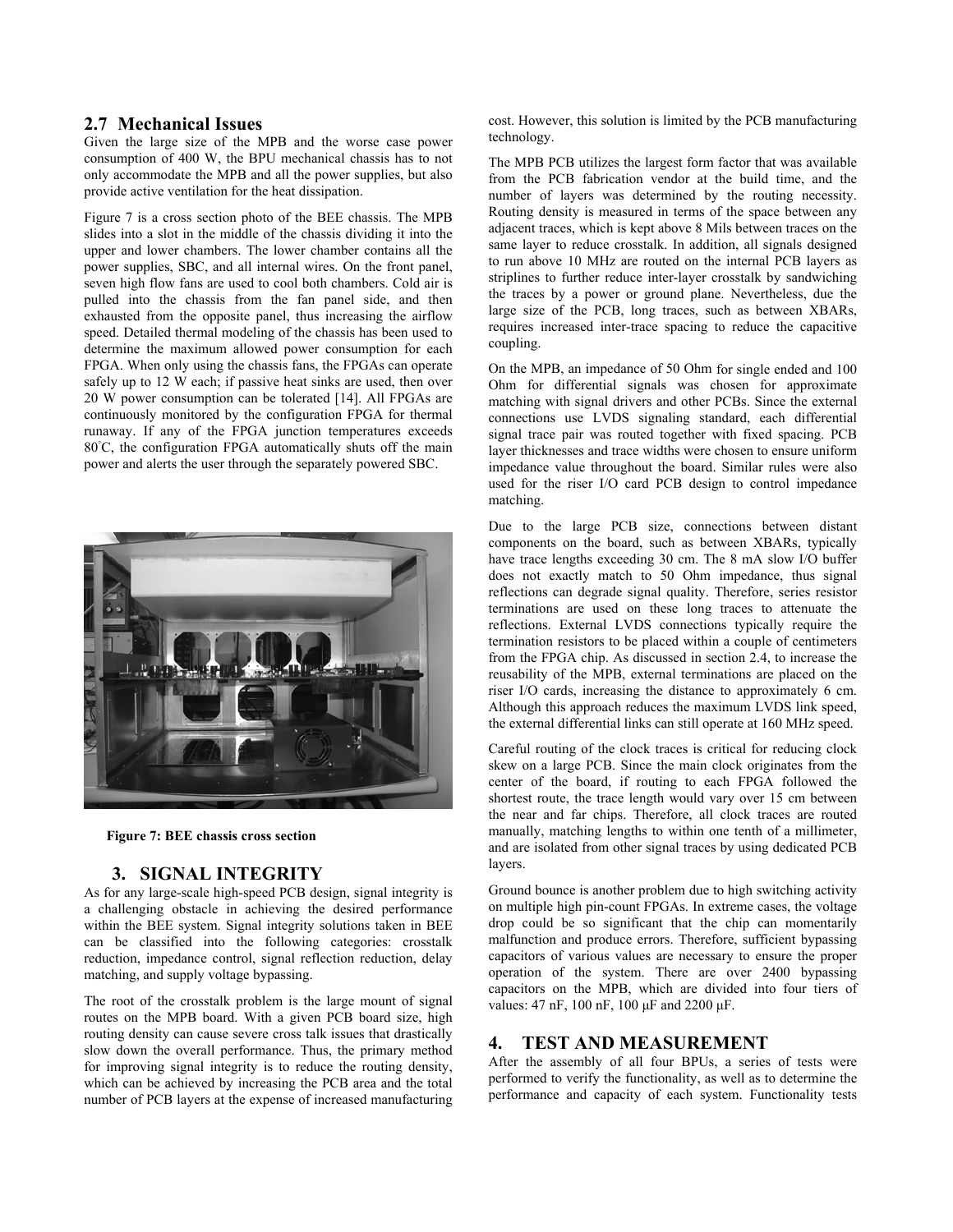## 2.7 Mechanical Issues

Given the large size of the MPB and the worse case power consumption of 400 W, the BPU mechanical chassis has to not only accommodate the MPB and all the power supplies, but also provide active ventilation for the heat dissipation.

Figure 7 is a cross section photo of the BEE chassis. The MPB slides into a slot in the middle of the chassis dividing it into the upper and lower chambers. The lower chamber contains all the power supplies, SBC, and all internal wires. On the front panel, seven high flow fans are used to cool both chambers. Cold air is pulled into the chassis from the fan panel side, and then exhausted from the opposite panel, thus increasing the airflow speed. Detailed thermal modeling of the chassis has been used to determine the maximum allowed power consumption for each FPGA. When only using the chassis fans, the FPGAs can operate safely up to 12 W each; if passive heat sinks are used, then over 20 W power consumption can be tolerated [14]. All FPGAs are continuously monitored by the configuration FPGA for thermal runaway. If any of the FPGA junction temperatures exceeds 80°C, the configuration FPGA automatically shuts off the main power and alerts the user through the separately powered SBC.

**Figure 7: BEE chassis cross section**

# 3. SIGNAL INTEGRITY

As for any large-scale high-speed PCB design, signal integrity is a challenging obstacle in achieving the desired performance within the BEE system. Signal integrity solutions taken in BEE can be classified into the following categories: crosstalk reduction, impedance control, signal reflection reduction, delay matching, and supply voltage bypassing.

The root of the crosstalk problem is the large mount of signal routes on the MPB board. With a given PCB board size, high routing density can cause severe cross talk issues that drastically slow down the overall performance. Thus, the primary method for improving signal integrity is to reduce the routing density, which can be achieved by increasing the PCB area and the total number of PCB layers at the expense of increased manufacturing cost. However, this solution is limited by the PCB manufacturing technology.

The MPB PCB utilizes the largest form factor that was available from the PCB fabrication vendor at the build time, and the number of layers was determined by the routing necessity. Routing density is measured in terms of the space between any adjacent traces, which is kept above 8 Mils between traces on the same layer to reduce crosstalk. In addition, all signals designed to run above 10 MHz are routed on the internal PCB layers as striplines to further reduce inter-layer crosstalk by sandwiching the traces by a power or ground plane. Nevertheless, due the large size of the PCB, long traces, such as between XBARs, requires increased inter-trace spacing to reduce the capacitive coupling.

On the MPB, an impedance of 50 Ohm for single ended and 100 Ohm for differential signals was chosen for approximate matching with signal drivers and other PCBs. Since the external connections use LVDS signaling standard, each differential signal trace pair was routed together with fixed spacing. PCB layer thicknesses and trace widths were chosen to ensure uniform impedance value throughout the board. Similar rules were also used for the riser I/O card PCB design to control impedance matching.

Due to the large PCB size, connections between distant components on the board, such as between XBARs, typically have trace lengths exceeding 30 cm. The 8 mA slow I/O buffer does not exactly match to 50 Ohm impedance, thus signal reflections can degrade signal quality. Therefore, series resistor terminations are used on these long traces to attenuate the reflections. External LVDS connections typically require the termination resistors to be placed within a couple of centimeters from the FPGA chip. As discussed in section 2.4, to increase the reusability of the MPB, external terminations are placed on the riser I/O cards, increasing the distance to approximately 6 cm. Although this approach reduces the maximum LVDS link speed, the external differential links can still operate at 160 MHz speed.

Careful routing of the clock traces is critical for reducing clock skew on a large PCB. Since the main clock originates from the center of the board, if routing to each FPGA followed the shortest route, the trace length would vary over 15 cm between the near and far chips. Therefore, all clock traces are routed manually, matching lengths to within one tenth of a millimeter, and are isolated from other signal traces by using dedicated PCB layers.

Ground bounce is another problem due to high switching activity on multiple high pin-count FPGAs. In extreme cases, the voltage drop could be so significant that the chip can momentarily malfunction and produce errors. Therefore, sufficient bypassing capacitors of various values are necessary to ensure the proper operation of the system. There are over 2400 bypassing capacitors on the MPB, which are divided into four tiers of values: 47 nF, 100 nF, 100 μF and 2200 μF.

# 4. TEST AND MEASUREMENT

After the assembly of all four BPUs, a series of tests were performed to verify the functionality, as well as to determine the performance and capacity of each system. Functionality tests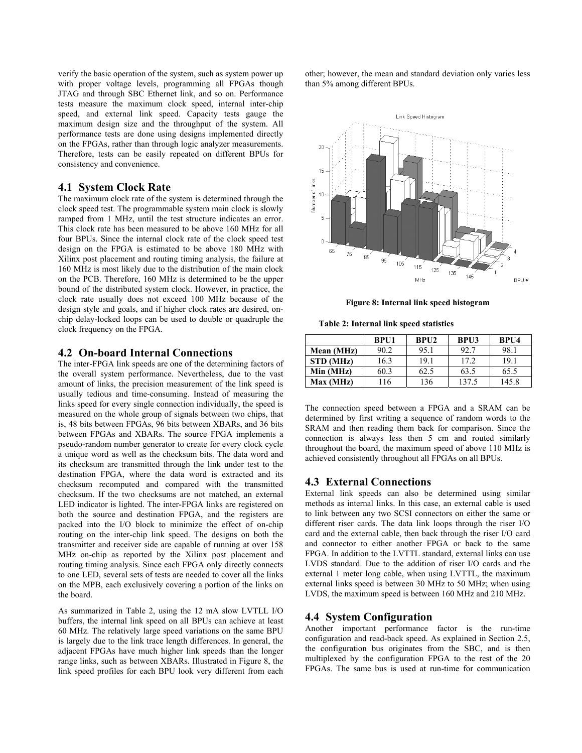verify the basic operation of the system, such as system power up with proper voltage levels, programming all FPGAs though JTAG and through SBC Ethernet link, and so on. Performance tests measure the maximum clock speed, internal inter-chip speed, and external link speed. Capacity tests gauge the maximum design size and the throughput of the system. All performance tests are done using designs implemented directly on the FPGAs, rather than through logic analyzer measurements. Therefore, tests can be easily repeated on different BPUs for consistency and convenience.

## 4.1 System Clock Rate

The maximum clock rate of the system is determined through the clock speed test. The programmable system main clock is slowly ramped from 1 MHz, until the test structure indicates an error. This clock rate has been measured to be above 160 MHz for all four BPUs. Since the internal clock rate of the clock speed test design on the FPGA is estimated to be above 180 MHz with Xilinx post placement and routing timing analysis, the failure at 160 MHz is most likely due to the distribution of the main clock on the PCB. Therefore, 160 MHz is determined to be the upper bound of the distributed system clock. However, in practice, the clock rate usually does not exceed 100 MHz because of the design style and goals, and if higher clock rates are desired, on-chip delay-locked loops can be used to double or quadruple the clock frequency on the FPGA.

## 4.2 On-board Internal Connections

The inter-FPGA link speeds are one of the determining factors of the overall system performance. Nevertheless, due to the vast amount of links, the precision measurement of the link speed is usually tedious and time-consuming. Instead of measuring the links speed for every single connection individually, the speed is measured on the whole group of signals between two chips, that is, 48 bits between FPGAs, 96 bits between XBARs, and 36 bits between FPGAs and XBARs. The source FPGA implements a pseudo-random number generator to create for every clock cycle a unique word as well as the checksum bits. The data word and its checksum are transmitted through the link under test to the destination FPGA, where the data word is extracted and its checksum recomputed and compared with the transmitted checksum. If the two checksums are not matched, an external LED indicator is lighted. The inter-FPGA links are registered on both the source and destination FPGA, and the registers are packed into the I/O block to minimize the effect of on-chip routing on the inter-chip link speed. The designs on both the transmitter and receiver side are capable of running at over 158 MHz on-chip as reported by the Xilinx post placement and routing timing analysis. Since each FPGA only directly connects to one LED, several sets of tests are needed to cover all the links on the MPB, each exclusively covering a portion of the links on the board.

As summarized in Table 2, using the 12 mA slow LVTLL I/O buffers, the internal link speed on all BPUs can achieve at least 60 MHz. The relatively large speed variations on the same BPU is largely due to the link trace length differences. In general, the adjacent FPGAs have much higher link speeds than the longer range links, such as between XBARs. Illustrated in Figure 8, the link speed profiles for each BPU look very different from each other; however, the mean and standard deviation only varies less than 5% among different BPUs.

**Figure 8: Internal link speed histogram**

**Table 2: Internal link speed statistics**

| | BPU1 | BPU2 | BPU3 | BPU4 |
|---|---|---|---|---|
| **Mean (MHz)** | 90.2 | 95.1 | 92.7 | 98.1 |
| **STD (MHz)** | 16.3 | 19.1 | 17.2 | 19.1 |
| **Min (MHz)** | 60.3 | 62.5 | 63.5 | 65.5 |
| **Max (MHz)** | 116 | 136 | 137.5 | 145.8 |

The connection speed between a FPGA and a SRAM can be determined by first writing a sequence of random words to the SRAM and then reading them back for comparison. Since the connection is always less then 5 cm and routed similarly throughout the board, the maximum speed of above 110 MHz is achieved consistently throughout all FPGAs on all BPUs.

## 4.3 External Connections

External link speeds can also be determined using similar methods as internal links. In this case, an external cable is used to link between any two SCSI connectors on either the same or different riser cards. The data link loops through the riser I/O card and the external cable, then back through the riser I/O card and connector to either another FPGA or back to the same FPGA. In addition to the LVTTL standard, external links can use LVDS standard. Due to the addition of riser I/O cards and the external 1 meter long cable, when using LVTTL, the maximum external links speed is between 30 MHz to 50 MHz; when using LVDS, the maximum speed is between 160 MHz and 210 MHz.

## 4.4 System Configuration

Another important performance factor is the run-time configuration and read-back speed. As explained in Section 2.5, the configuration bus originates from the SBC, and is then multiplexed by the configuration FPGA to the rest of the 20 FPGAs. The same bus is used at run-time for communication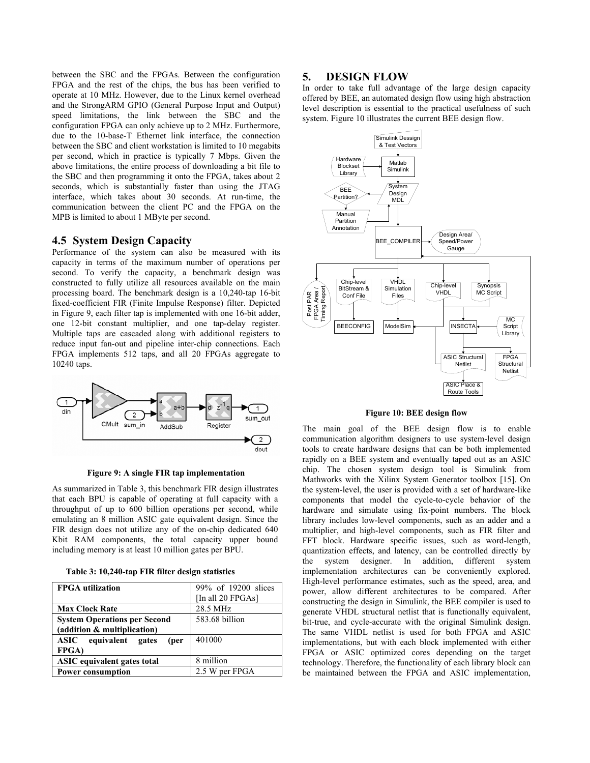between the SBC and the FPGAs. Between the configuration FPGA and the rest of the chips, the bus has been verified to operate at 10 MHz. However, due to the Linux kernel overhead and the StrongARM GPIO (General Purpose Input and Output) speed limitations, the link between the SBC and the configuration FPGA can only achieve up to 2 MHz. Furthermore, due to the 10-base-T Ethernet link interface, the connection between the SBC and client workstation is limited to 10 megabits per second, which in practice is typically 7 Mbps. Given the above limitations, the entire process of downloading a bit file to the SBC and then programming it onto the FPGA, takes about 2 seconds, which is substantially faster than using the JTAG interface, which takes about 30 seconds. At run-time, the communication between the client PC and the FPGA on the MPB is limited to about 1 MByte per second.

## 4.5 System Design Capacity

Performance of the system can also be measured with its capacity in terms of the maximum number of operations per second. To verify the capacity, a benchmark design was constructed to fully utilize all resources available on the main processing board. The benchmark design is a 10,240-tap 16-bit fixed-coefficient FIR (Finite Impulse Response) filter. Depicted in Figure 9, each filter tap is implemented with one 16-bit adder, one 12-bit constant multiplier, and one tap-delay register. Multiple taps are cascaded along with additional registers to reduce input fan-out and pipeline inter-chip connections. Each FPGA implements 512 taps, and all 20 FPGAs aggregate to 10240 taps.

**Figure 9: A single FIR tap implementation**

As summarized in Table 3, this benchmark FIR design illustrates that each BPU is capable of operating at full capacity with a throughput of up to 600 billion operations per second, while emulating an 8 million ASIC gate equivalent design. Since the FIR design does not utilize any of the on-chip dedicated 640 Kbit RAM components, the total capacity upper bound including memory is at least 10 million gates per BPU.

**Table 3: 10,240-tap FIR filter design statistics**

| | |
|---|---|
| **FPGA utilization** | 99% of 19200 slices [In all 20 FPGAs] |
| **Max Clock Rate** | 28.5 MHz |
| **System Operations per Second (addition & multiplication)** | 583.68 billion |
| **ASIC equivalent gates (per FPGA)** | 401000 |
| **ASIC equivalent gates total** | 8 million |
| **Power consumption** | 2.5 W per FPGA |

## 5. DESIGN FLOW

In order to take full advantage of the large design capacity offered by BEE, an automated design flow using high abstraction level description is essential to the practical usefulness of such system. Figure 10 illustrates the current BEE design flow.

**Figure 10: BEE design flow**

The main goal of the BEE design flow is to enable communication algorithm designers to use system-level design tools to create hardware designs that can be both implemented rapidly on a BEE system and eventually taped out as an ASIC chip. The chosen system design tool is Simulink from Mathworks with the Xilinx System Generator toolbox [15]. On the system-level, the user is provided with a set of hardware-like components that model the cycle-to-cycle behavior of the hardware and simulate using fix-point numbers. The block library includes low-level components, such as an adder and a multiplier, and high-level components, such as FIR filter and FFT block. Hardware specific issues, such as word-length, quantization effects, and latency, can be controlled directly by the system designer. In addition, different system implementation architectures can be conveniently explored. High-level performance estimates, such as the speed, area, and power, allow different architectures to be compared. After constructing the design in Simulink, the BEE compiler is used to generate VHDL structural netlist that is functionally equivalent, bit-true, and cycle-accurate with the original Simulink design. The same VHDL netlist is used for both FPGA and ASIC implementations, but with each block implemented with either FPGA or ASIC optimized cores depending on the target technology. Therefore, the functionality of each library block can be maintained between the FPGA and ASIC implementation,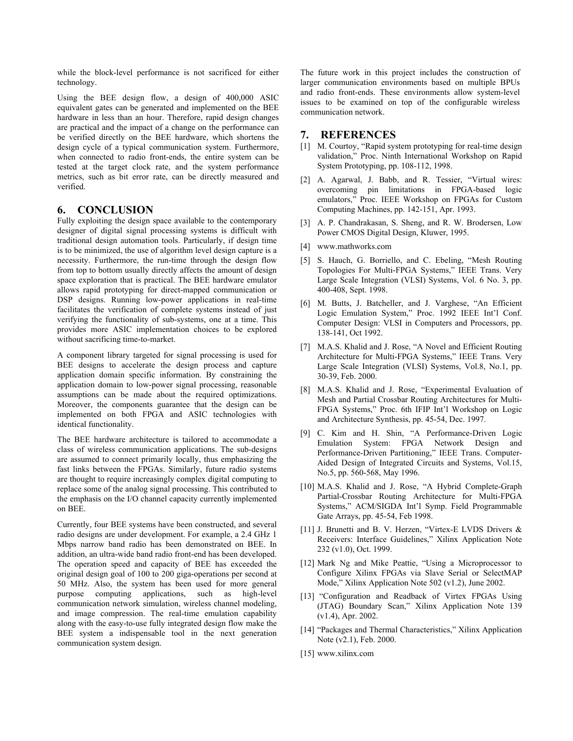while the block-level performance is not sacrificed for either technology.

Using the BEE design flow, a design of 400,000 ASIC equivalent gates can be generated and implemented on the BEE hardware in less than an hour. Therefore, rapid design changes are practical and the impact of a change on the performance can be verified directly on the BEE hardware, which shortens the design cycle of a typical communication system. Furthermore, when connected to radio front-ends, the entire system can be tested at the target clock rate, and the system performance metrics, such as bit error rate, can be directly measured and verified.

## 6. CONCLUSION

Fully exploiting the design space available to the contemporary designer of digital signal processing systems is difficult with traditional design automation tools. Particularly, if design time is to be minimized, the use of algorithm level design capture is a necessity. Furthermore, the run-time through the design flow from top to bottom usually directly affects the amount of design space exploration that is practical. The BEE hardware emulator allows rapid prototyping for direct-mapped communication or DSP designs. Running low-power applications in real-time facilitates the verification of complete systems instead of just verifying the functionality of sub-systems, one at a time. This provides more ASIC implementation choices to be explored without sacrificing time-to-market.

A component library targeted for signal processing is used for BEE designs to accelerate the design process and capture application domain specific information. By constraining the application domain to low-power signal processing, reasonable assumptions can be made about the required optimizations. Moreover, the components guarantee that the design can be implemented on both FPGA and ASIC technologies with identical functionality.

The BEE hardware architecture is tailored to accommodate a class of wireless communication applications. The sub-designs are assumed to connect primarily locally, thus emphasizing the fast links between the FPGAs. Similarly, future radio systems are thought to require increasingly complex digital computing to replace some of the analog signal processing. This contributed to the emphasis on the I/O channel capacity currently implemented on BEE.

Currently, four BEE systems have been constructed, and several radio designs are under development. For example, a 2.4 GHz 1 Mbps narrow band radio has been demonstrated on BEE. In addition, an ultra-wide band radio front-end has been developed. The operation speed and capacity of BEE has exceeded the original design goal of 100 to 200 giga-operations per second at 50 MHz. Also, the system has been used for more general purpose computing applications, such as high-level communication network simulation, wireless channel modeling, and image compression. The real-time emulation capability along with the easy-to-use fully integrated design flow make the BEE system a indispensable tool in the next generation communication system design.

The future work in this project includes the construction of larger communication environments based on multiple BPUs and radio front-ends. These environments allow system-level issues to be examined on top of the configurable wireless communication network.

## 7. REFERENCES

[1] M. Courtoy, "Rapid system prototyping for real-time design validation," Proc. Ninth International Workshop on Rapid System Prototyping, pp. 108-112, 1998.

[2] A. Agarwal, J. Babb, and R. Tessier, "Virtual wires: overcoming pin limitations in FPGA-based logic emulators," Proc. IEEE Workshop on FPGAs for Custom Computing Machines, pp. 142-151, Apr. 1993.

[3] A. P. Chandrakasan, S. Sheng, and R. W. Brodersen, Low Power CMOS Digital Design, Kluwer, 1995.

[4] www.mathworks.com

[5] S. Hauch, G. Borriello, and C. Ebeling, "Mesh Routing Topologies For Multi-FPGA Systems," IEEE Trans. Very Large Scale Integration (VLSI) Systems, Vol. 6 No. 3, pp. 400-408, Sept. 1998.

[6] M. Butts, J. Batcheller, and J. Varghese, "An Efficient Logic Emulation System," Proc. 1992 IEEE Int'l Conf. Computer Design: VLSI in Computers and Processors, pp. 138-141, Oct 1992.

[7] M.A.S. Khalid and J. Rose, "A Novel and Efficient Routing Architecture for Multi-FPGA Systems," IEEE Trans. Very Large Scale Integration (VLSI) Systems, Vol.8, No.1, pp. 30-39, Feb. 2000.

[8] M.A.S. Khalid and J. Rose, "Experimental Evaluation of Mesh and Partial Crossbar Routing Architectures for Multi-FPGA Systems," Proc. 6th IFIP Int'l Workshop on Logic and Architecture Synthesis, pp. 45-54, Dec. 1997.

[9] C. Kim and H. Shin, "A Performance-Driven Logic Emulation System: FPGA Network Design and Performance-Driven Partitioning," IEEE Trans. Computer-Aided Design of Integrated Circuits and Systems, Vol.15, No.5, pp. 560-568, May 1996.

[10] M.A.S. Khalid and J. Rose, "A Hybrid Complete-Graph Partial-Crossbar Routing Architecture for Multi-FPGA Systems," ACM/SIGDA Int'l Symp. Field Programmable Gate Arrays, pp. 45-54, Feb 1998.

[11] J. Brunetti and B. V. Herzen, "Virtex-E LVDS Drivers & Receivers: Interface Guidelines," Xilinx Application Note 232 (v1.0), Oct. 1999.

[12] Mark Ng and Mike Peattie, "Using a Microprocessor to Configure Xilinx FPGAs via Slave Serial or SelectMAP Mode," Xilinx Application Note 502 (v1.2), June 2002.

[13] "Configuration and Readback of Virtex FPGAs Using (JTAG) Boundary Scan," Xilinx Application Note 139 (v1.4), Apr. 2002.

[14] "Packages and Thermal Characteristics," Xilinx Application Note (v2.1), Feb. 2000.

[15] www.xilinx.com